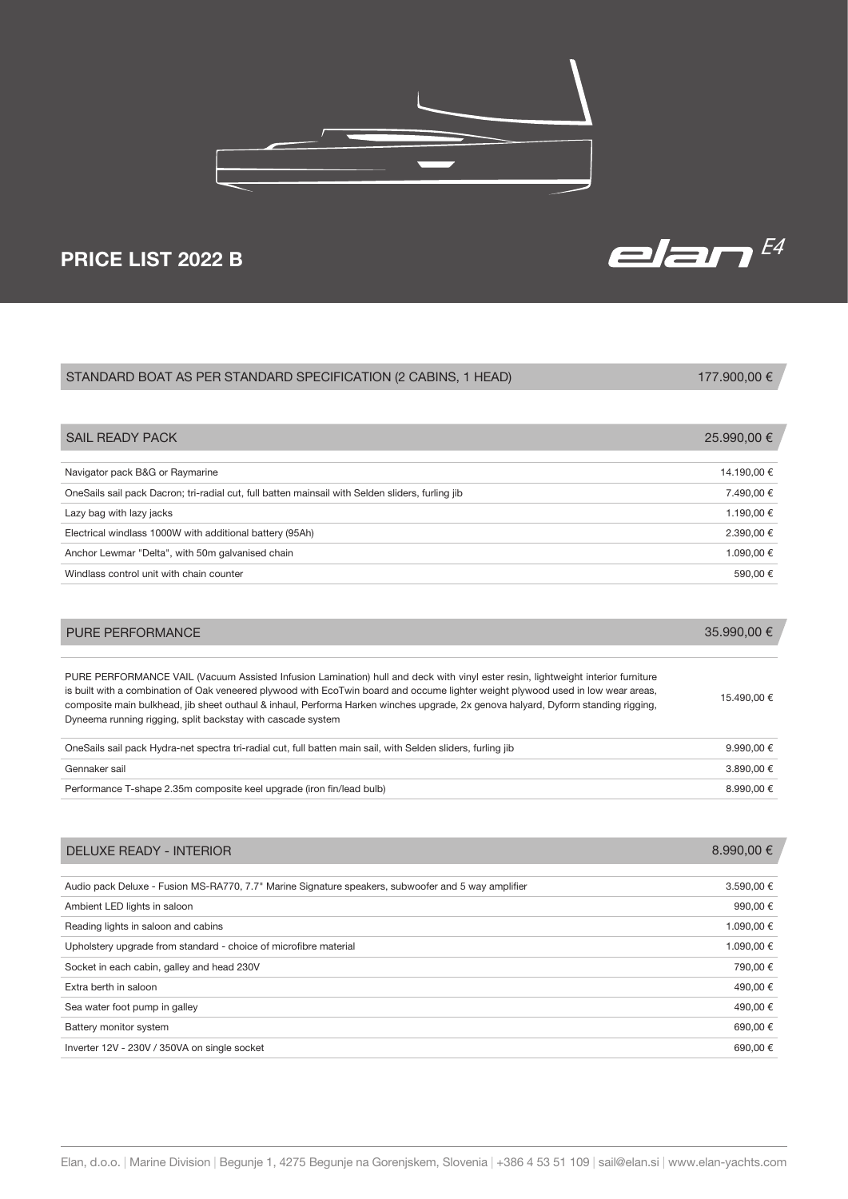# PRICE LIST 2022 B

elan E4

| STANDARD BOAT AS PER STANDARD SPECIFICATION (2 CABINS, 1 HEAD) | 177.900,00 € |
|---|---|

| SAIL READY PACK | 25.990,00 € |
|---|---|
| Navigator pack B&G or Raymarine | 14.190,00 € |
| OneSails sail pack Dacron; tri-radial cut, full batten mainsail with Selden sliders, furling jib | 7.490,00 € |
| Lazy bag with lazy jacks | 1.190,00 € |
| Electrical windlass 1000W with additional battery (95Ah) | 2.390,00 € |
| Anchor Lewmar "Delta", with 50m galvanised chain | 1.090,00 € |
| Windlass control unit with chain counter | 590,00 € |

| PURE PERFORMANCE | 35.990,00 € |
|---|---|
| PURE PERFORMANCE VAIL (Vacuum Assisted Infusion Lamination) hull and deck with vinyl ester resin, lightweight interior furniture is built with a combination of Oak veneered plywood with EcoTwin board and occume lighter weight plywood used in low wear areas, composite main bulkhead, jib sheet outhaul & inhaul, Performa Harken winches upgrade, 2x genova halyard, Dyform standing rigging, Dyneema running rigging, split backstay with cascade system | 15.490,00 € |
| OneSails sail pack Hydra-net spectra tri-radial cut, full batten main sail, with Selden sliders, furling jib | 9.990,00 € |
| Gennaker sail | 3.890,00 € |
| Performance T-shape 2.35m composite keel upgrade (iron fin/lead bulb) | 8.990,00 € |

| DELUXE READY - INTERIOR | 8.990,00 € |
|---|---|
| Audio pack Deluxe - Fusion MS-RA770, 7.7" Marine Signature speakers, subwoofer and 5 way amplifier | 3.590,00 € |
| Ambient LED lights in saloon | 990,00 € |
| Reading lights in saloon and cabins | 1.090,00 € |
| Upholstery upgrade from standard - choice of microfibre material | 1.090,00 € |
| Socket in each cabin, galley and head 230V | 790,00 € |
| Extra berth in saloon | 490,00 € |
| Sea water foot pump in galley | 490,00 € |
| Battery monitor system | 690,00 € |
| Inverter 12V - 230V / 350VA on single socket | 690,00 € |

Elan, d.o.o. | Marine Division | Begunje 1, 4275 Begunje na Gorenjskem, Slovenia | +386 4 53 51 109 | sail@elan.si | www.elan-yachts.com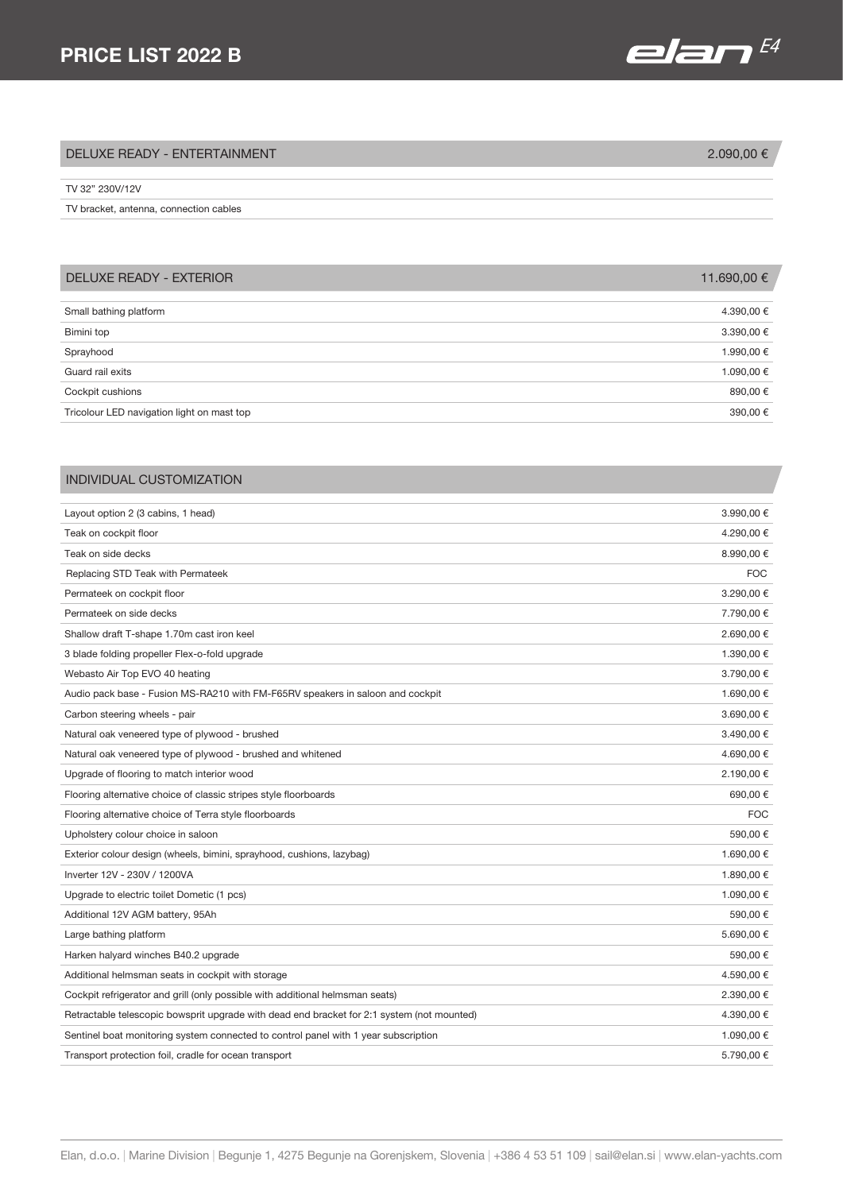## DELUXE READY - ENTERTAINMENT — 2.090,00 €

| Item | Price |
|---|---|
| TV 32" 230V/12V | |
| TV bracket, antenna, connection cables | |

## DELUXE READY - EXTERIOR — 11.690,00 €

| Item | Price |
|---|---|
| Small bathing platform | 4.390,00 € |
| Bimini top | 3.390,00 € |
| Sprayhood | 1.990,00 € |
| Guard rail exits | 1.090,00 € |
| Cockpit cushions | 890,00 € |
| Tricolour LED navigation light on mast top | 390,00 € |

## INDIVIDUAL CUSTOMIZATION

| Item | Price |
|---|---|
| Layout option 2 (3 cabins, 1 head) | 3.990,00 € |
| Teak on cockpit floor | 4.290,00 € |
| Teak on side decks | 8.990,00 € |
| Replacing STD Teak with Permateek | FOC |
| Permateek on cockpit floor | 3.290,00 € |
| Permateek on side decks | 7.790,00 € |
| Shallow draft T-shape 1.70m cast iron keel | 2.690,00 € |
| 3 blade folding propeller Flex-o-fold upgrade | 1.390,00 € |
| Webasto Air Top EVO 40 heating | 3.790,00 € |
| Audio pack base - Fusion MS-RA210 with FM-F65RV speakers in saloon and cockpit | 1.690,00 € |
| Carbon steering wheels - pair | 3.690,00 € |
| Natural oak veneered type of plywood - brushed | 3.490,00 € |
| Natural oak veneered type of plywood - brushed and whitened | 4.690,00 € |
| Upgrade of flooring to match interior wood | 2.190,00 € |
| Flooring alternative choice of classic stripes style floorboards | 690,00 € |
| Flooring alternative choice of Terra style floorboards | FOC |
| Upholstery colour choice in saloon | 590,00 € |
| Exterior colour design (wheels, bimini, sprayhood, cushions, lazybag) | 1.690,00 € |
| Inverter 12V - 230V / 1200VA | 1.890,00 € |
| Upgrade to electric toilet Dometic (1 pcs) | 1.090,00 € |
| Additional 12V AGM battery, 95Ah | 590,00 € |
| Large bathing platform | 5.690,00 € |
| Harken halyard winches B40.2 upgrade | 590,00 € |
| Additional helmsman seats in cockpit with storage | 4.590,00 € |
| Cockpit refrigerator and grill (only possible with additional helmsman seats) | 2.390,00 € |
| Retractable telescopic bowsprit upgrade with dead end bracket for 2:1 system (not mounted) | 4.390,00 € |
| Sentinel boat monitoring system connected to control panel with 1 year subscription | 1.090,00 € |
| Transport protection foil, cradle for ocean transport | 5.790,00 € |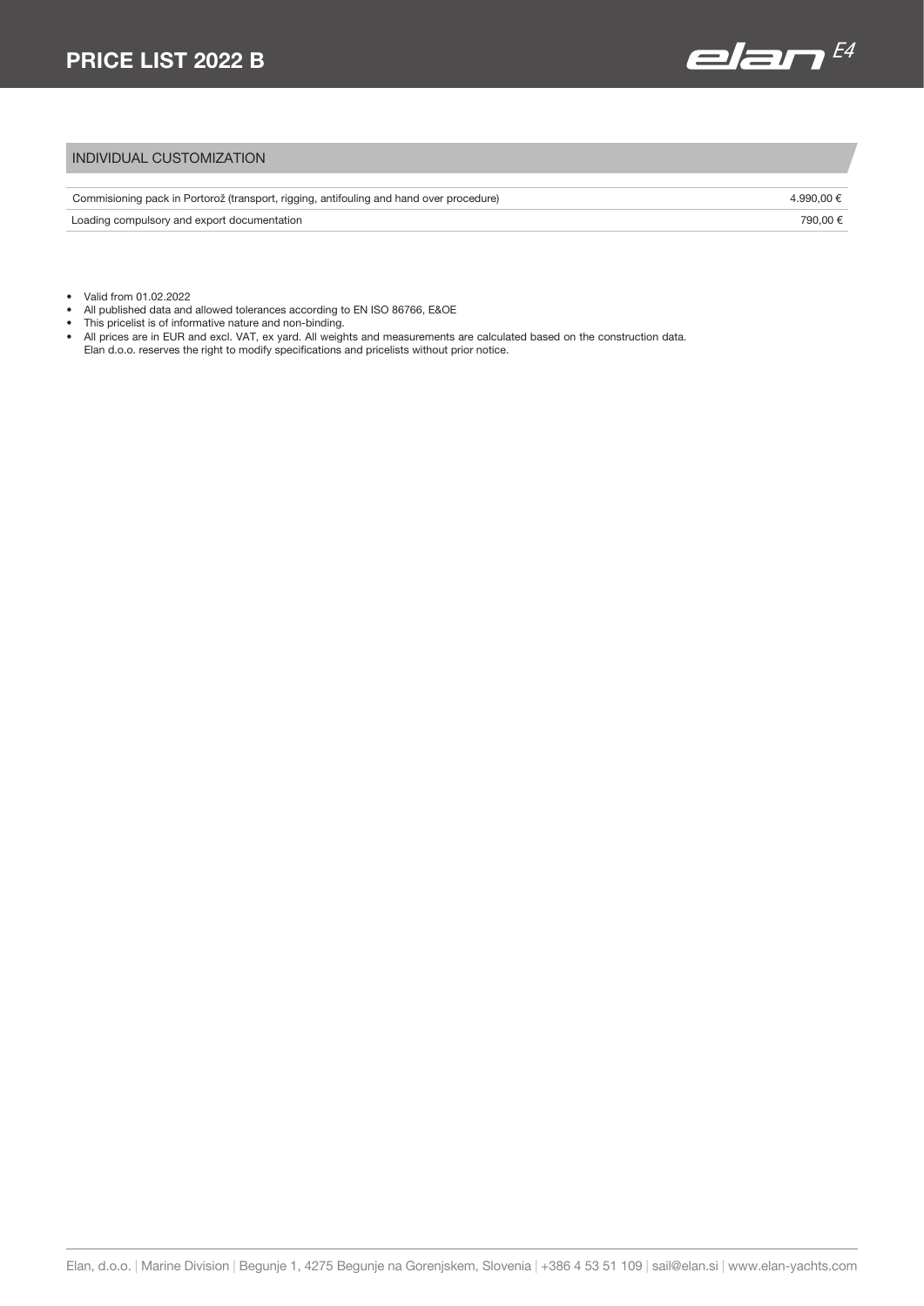## INDIVIDUAL CUSTOMIZATION

| | |
|---|---|
| Commisioning pack in Portorož (transport, rigging, antifouling and hand over procedure) | 4.990,00 € |
| Loading compulsory and export documentation | 790,00 € |

- Valid from 01.02.2022
- All published data and allowed tolerances according to EN ISO 86766, E&OE
- This pricelist is of informative nature and non-binding.
- All prices are in EUR and excl. VAT, ex yard. All weights and measurements are calculated based on the construction data. Elan d.o.o. reserves the right to modify specifications and pricelists without prior notice.